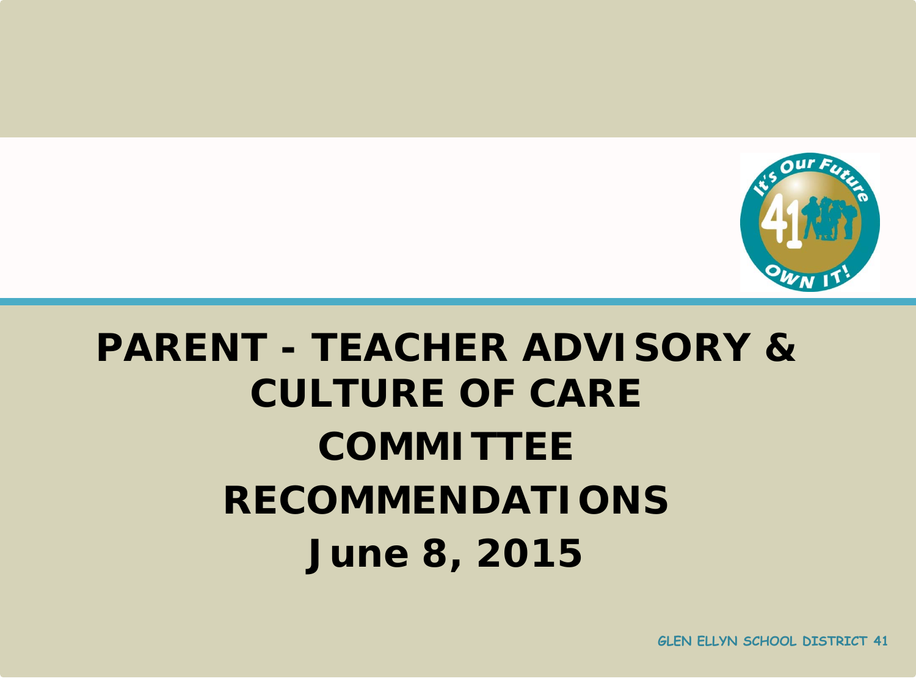# PARENT - TEACHER ADVISORY & CULTURE OF CARE COMMITTEE RECOMMENDATIONS

## June 8, 2015

GLEN ELLYN SCHOOL DISTRICT 41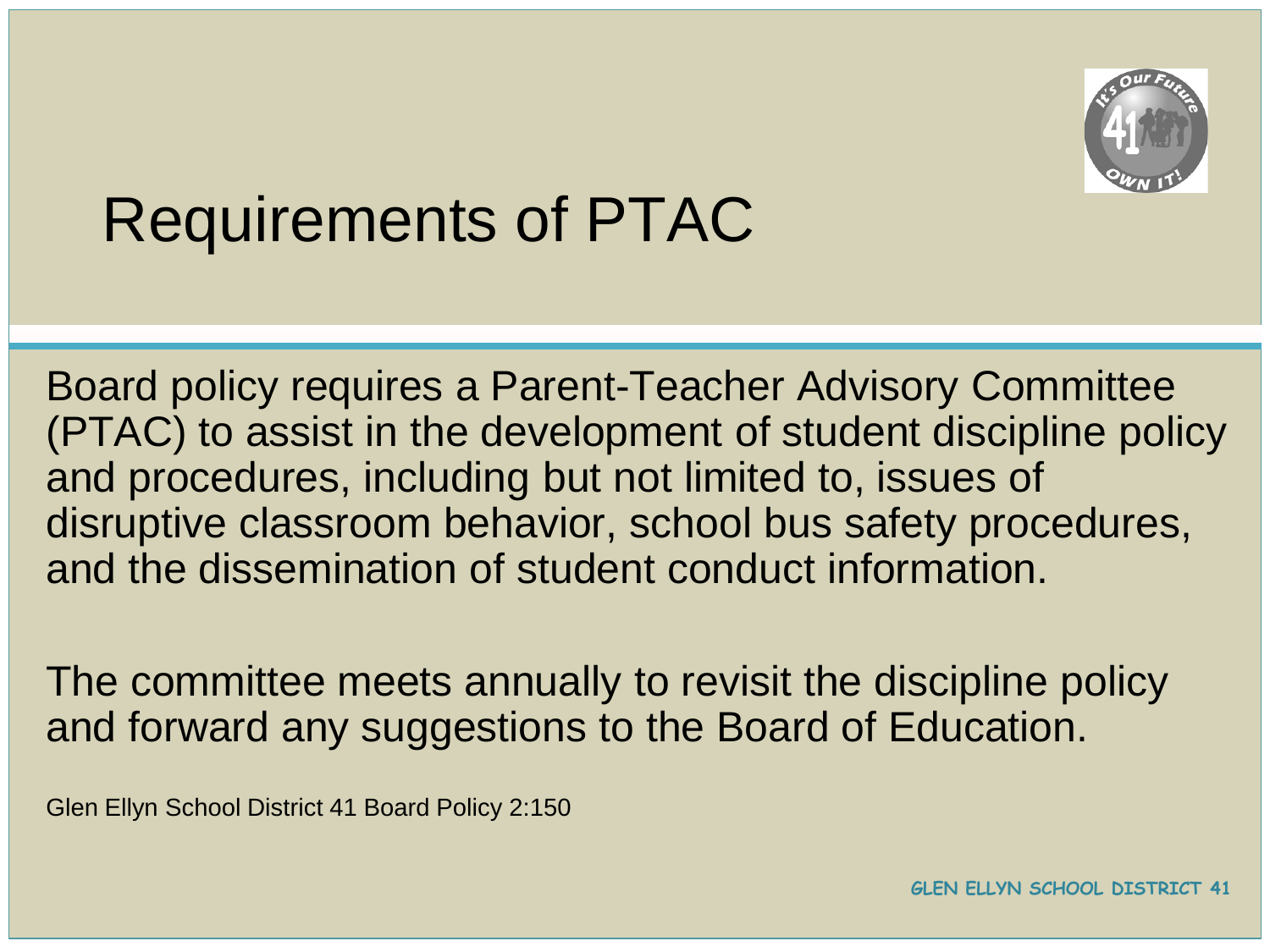# Requirements of PTAC

Board policy requires a Parent-Teacher Advisory Committee (PTAC) to assist in the development of student discipline policy and procedures, including but not limited to, issues of disruptive classroom behavior, school bus safety procedures, and the dissemination of student conduct information.

The committee meets annually to revisit the discipline policy and forward any suggestions to the Board of Education.

Glen Ellyn School District 41 Board Policy 2:150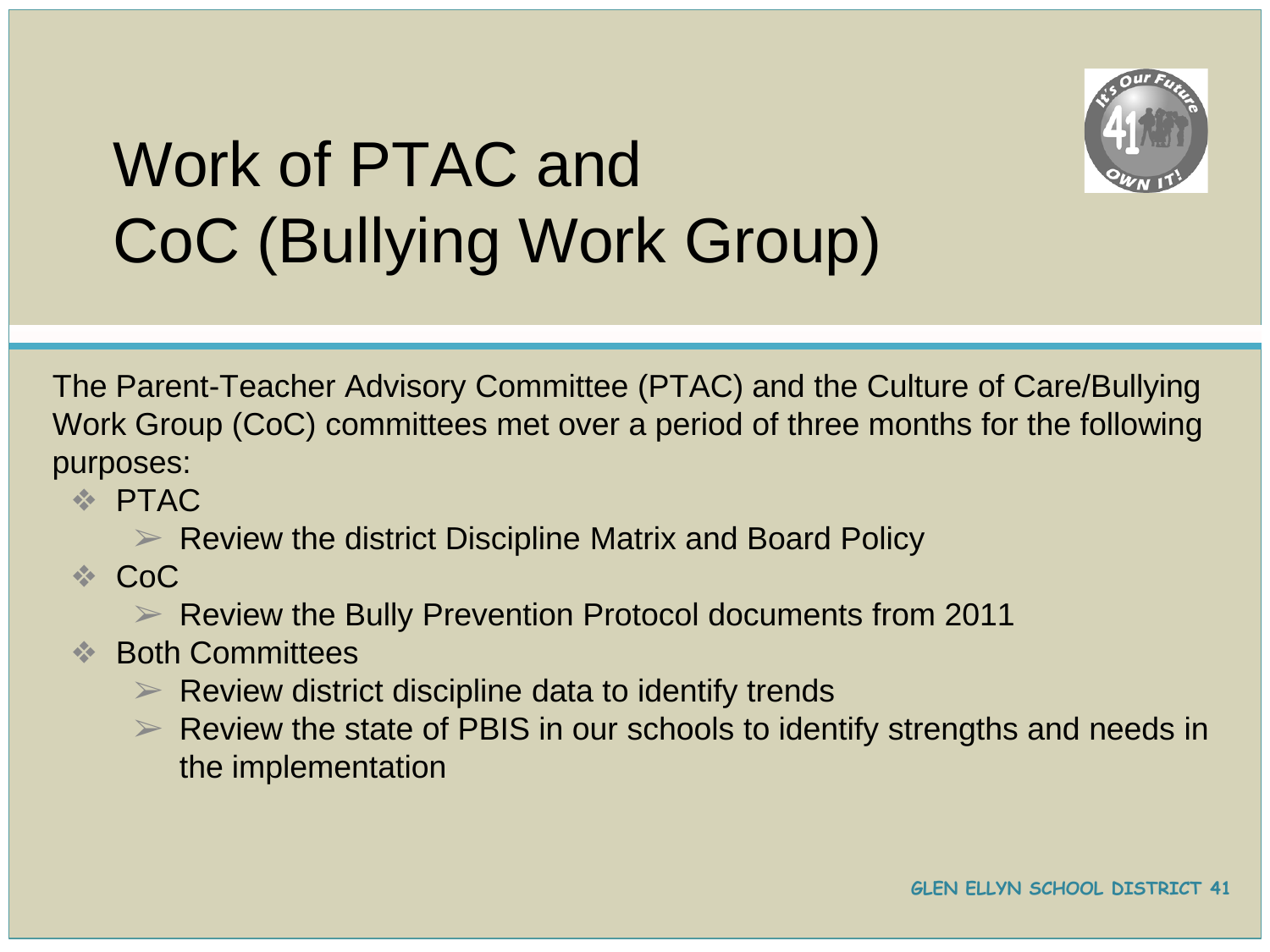# Work of PTAC and CoC (Bullying Work Group)

The Parent-Teacher Advisory Committee (PTAC) and the Culture of Care/Bullying Work Group (CoC) committees met over a period of three months for the following purposes:

- PTAC
  - Review the district Discipline Matrix and Board Policy
- CoC
  - Review the Bully Prevention Protocol documents from 2011
- Both Committees
  - Review district discipline data to identify trends
  - Review the state of PBIS in our schools to identify strengths and needs in the implementation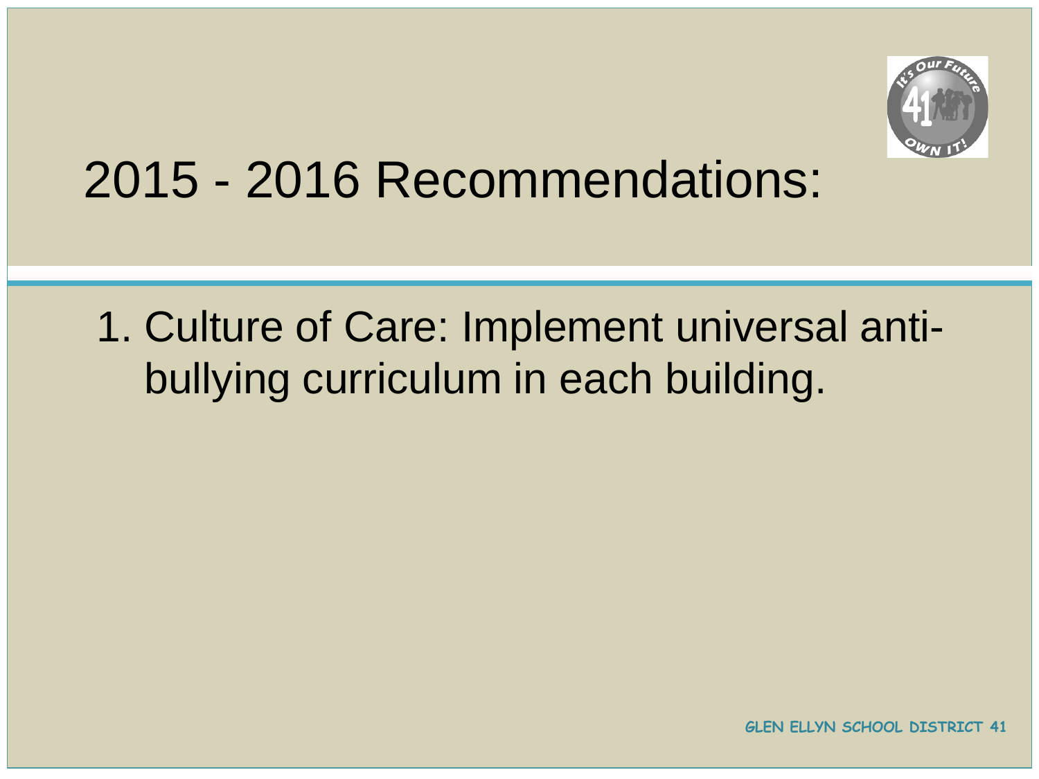# 2015 - 2016 Recommendations:

1. Culture of Care: Implement universal anti-bullying curriculum in each building.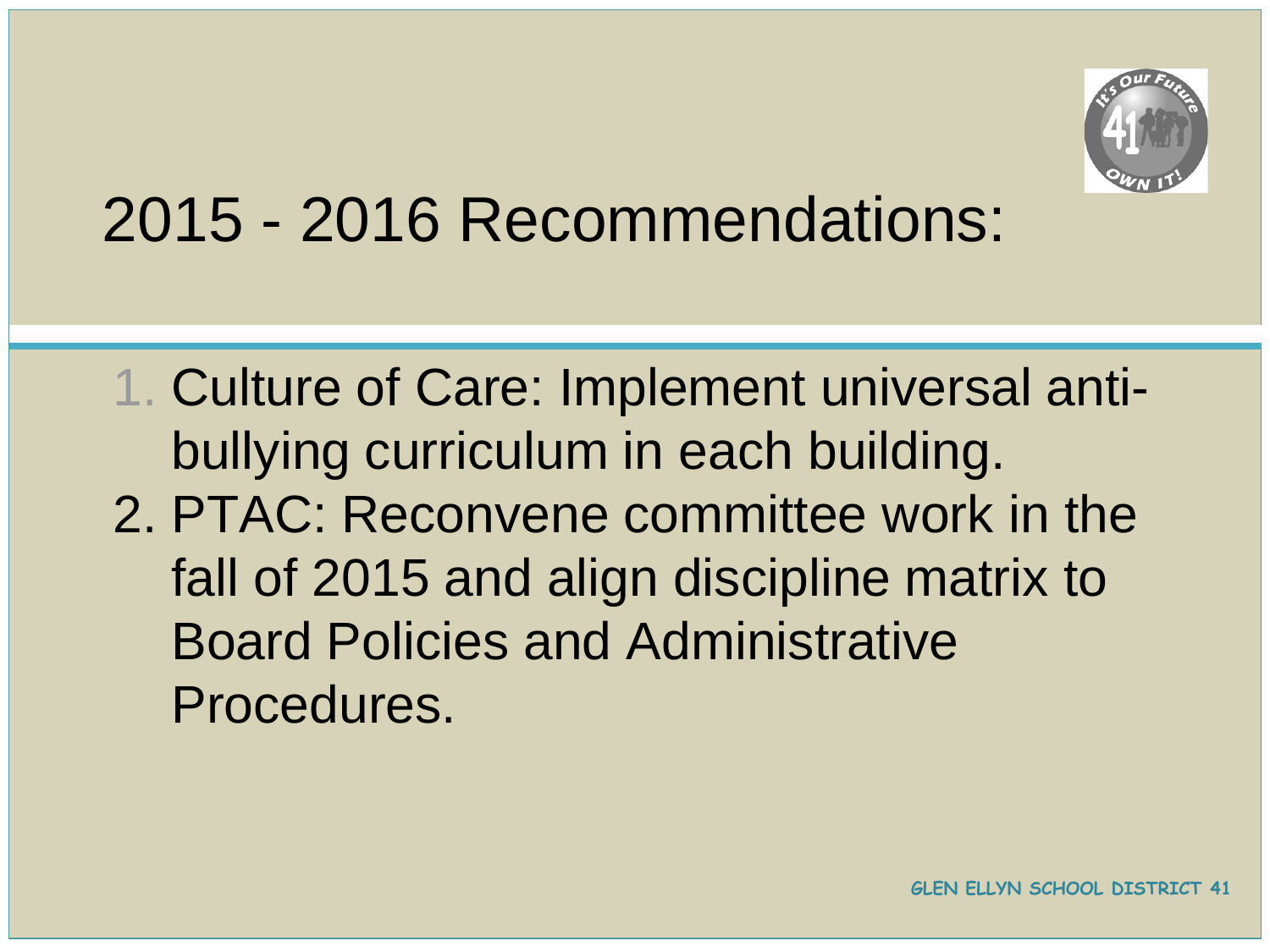# 2015 - 2016 Recommendations:

1. Culture of Care: Implement universal anti-bullying curriculum in each building.
2. PTAC: Reconvene committee work in the fall of 2015 and align discipline matrix to Board Policies and Administrative Procedures.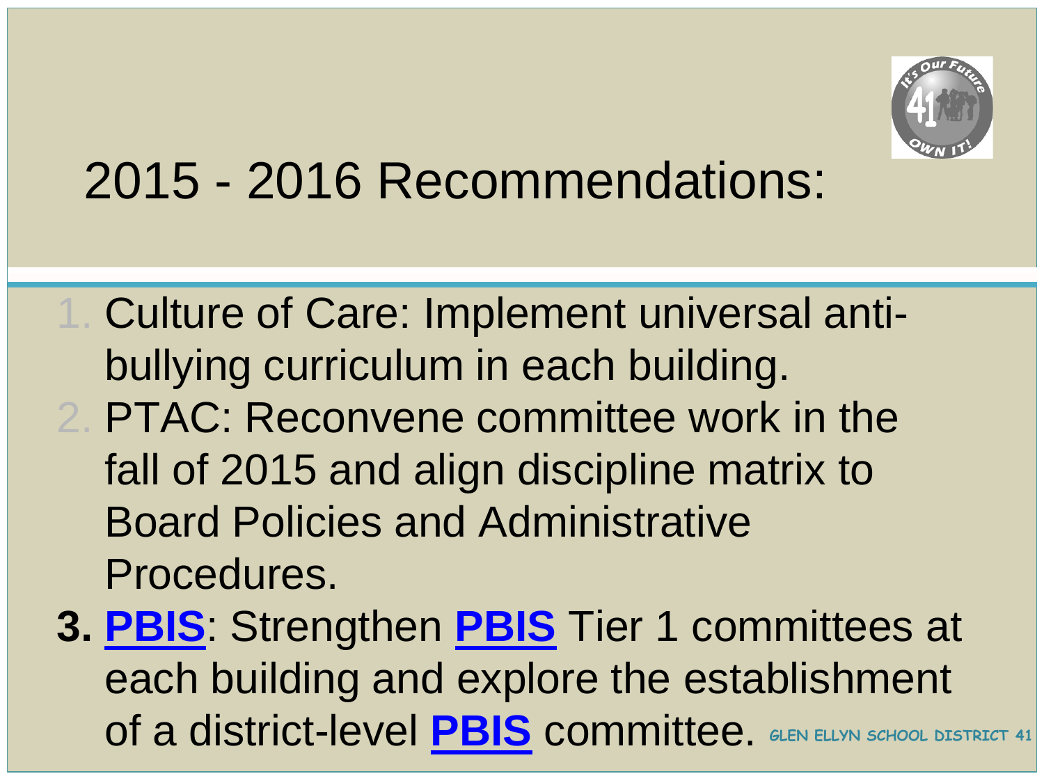# 2015 - 2016 Recommendations:

1. Culture of Care: Implement universal anti-bullying curriculum in each building.
2. PTAC: Reconvene committee work in the fall of 2015 and align discipline matrix to Board Policies and Administrative Procedures.
3. **PBIS**: Strengthen **PBIS** Tier 1 committees at each building and explore the establishment of a district-level **PBIS** committee.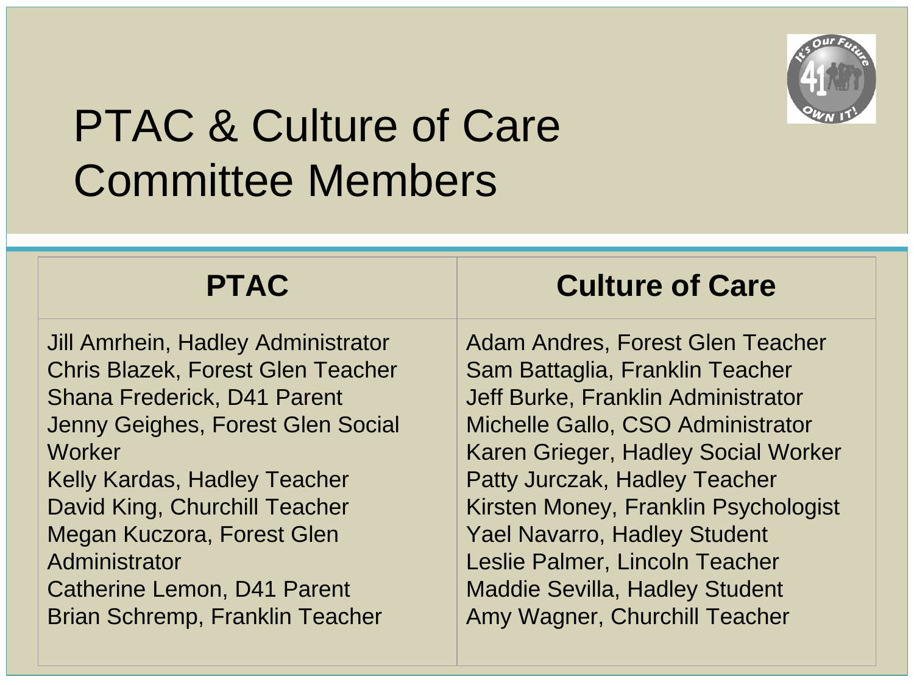# PTAC & Culture of Care Committee Members

| PTAC | Culture of Care |
| --- | --- |
| Jill Amrhein, Hadley Administrator<br>Chris Blazek, Forest Glen Teacher<br>Shana Frederick, D41 Parent<br>Jenny Geighes, Forest Glen Social Worker<br>Kelly Kardas, Hadley Teacher<br>David King, Churchill Teacher<br>Megan Kuczora, Forest Glen Administrator<br>Catherine Lemon, D41 Parent<br>Brian Schremp, Franklin Teacher | Adam Andres, Forest Glen Teacher<br>Sam Battaglia, Franklin Teacher<br>Jeff Burke, Franklin Administrator<br>Michelle Gallo, CSO Administrator<br>Karen Grieger, Hadley Social Worker<br>Patty Jurczak, Hadley Teacher<br>Kirsten Money, Franklin Psychologist<br>Yael Navarro, Hadley Student<br>Leslie Palmer, Lincoln Teacher<br>Maddie Sevilla, Hadley Student<br>Amy Wagner, Churchill Teacher |